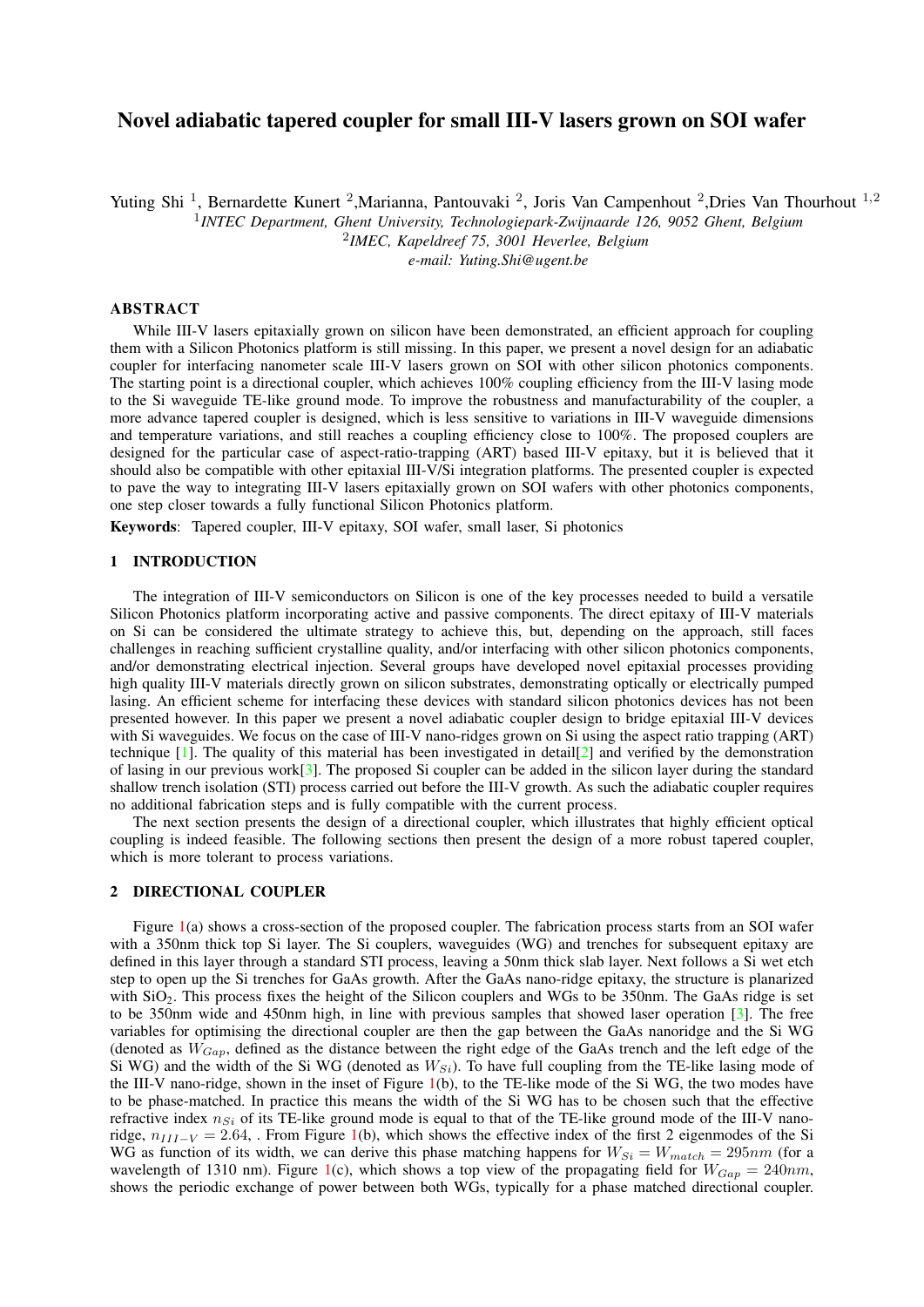# Novel adiabatic tapered coupler for small III-V lasers grown on SOI wafer

Yuting Shi [1], Bernardette Kunert [2],Marianna, Pantouvaki [2], Joris Van Campenhout [2],Dries Van Thourhout [1,2]

[1]*INTEC Department, Ghent University, Technologiepark-Zwijnaarde 126, 9052 Ghent, Belgium*

[2]*IMEC, Kapeldreef 75, 3001 Heverlee, Belgium*

*e-mail: Yuting.Shi@ugent.be*

## ABSTRACT

While III-V lasers epitaxially grown on silicon have been demonstrated, an efficient approach for coupling them with a Silicon Photonics platform is still missing. In this paper, we present a novel design for an adiabatic coupler for interfacing nanometer scale III-V lasers grown on SOI with other silicon photonics components. The starting point is a directional coupler, which achieves 100% coupling efficiency from the III-V lasing mode to the Si waveguide TE-like ground mode. To improve the robustness and manufacturability of the coupler, a more advance tapered coupler is designed, which is less sensitive to variations in III-V waveguide dimensions and temperature variations, and still reaches a coupling efficiency close to 100%. The proposed couplers are designed for the particular case of aspect-ratio-trapping (ART) based III-V epitaxy, but it is believed that it should also be compatible with other epitaxial III-V/Si integration platforms. The presented coupler is expected to pave the way to integrating III-V lasers epitaxially grown on SOI wafers with other photonics components, one step closer towards a fully functional Silicon Photonics platform.

**Keywords**: Tapered coupler, III-V epitaxy, SOI wafer, small laser, Si photonics

## 1 INTRODUCTION

The integration of III-V semiconductors on Silicon is one of the key processes needed to build a versatile Silicon Photonics platform incorporating active and passive components. The direct epitaxy of III-V materials on Si can be considered the ultimate strategy to achieve this, but, depending on the approach, still faces challenges in reaching sufficient crystalline quality, and/or interfacing with other silicon photonics components, and/or demonstrating electrical injection. Several groups have developed novel epitaxial processes providing high quality III-V materials directly grown on silicon substrates, demonstrating optically or electrically pumped lasing. An efficient scheme for interfacing these devices with standard silicon photonics devices has not been presented however. In this paper we present a novel adiabatic coupler design to bridge epitaxial III-V devices with Si waveguides. We focus on the case of III-V nano-ridges grown on Si using the aspect ratio trapping (ART) technique [1]. The quality of this material has been investigated in detail[2] and verified by the demonstration of lasing in our previous work[3]. The proposed Si coupler can be added in the silicon layer during the standard shallow trench isolation (STI) process carried out before the III-V growth. As such the adiabatic coupler requires no additional fabrication steps and is fully compatible with the current process.

The next section presents the design of a directional coupler, which illustrates that highly efficient optical coupling is indeed feasible. The following sections then present the design of a more robust tapered coupler, which is more tolerant to process variations.

## 2 DIRECTIONAL COUPLER

Figure 1(a) shows a cross-section of the proposed coupler. The fabrication process starts from an SOI wafer with a 350nm thick top Si layer. The Si couplers, waveguides (WG) and trenches for subsequent epitaxy are defined in this layer through a standard STI process, leaving a 50nm thick slab layer. Next follows a Si wet etch step to open up the Si trenches for GaAs growth. After the GaAs nano-ridge epitaxy, the structure is planarized with $SiO_2$. This process fixes the height of the Silicon couplers and WGs to be 350nm. The GaAs ridge is set to be 350nm wide and 450nm high, in line with previous samples that showed laser operation [3]. The free variables for optimising the directional coupler are then the gap between the GaAs nanoridge and the Si WG (denoted as $W_{Gap}$, defined as the distance between the right edge of the GaAs trench and the left edge of the Si WG) and the width of the Si WG (denoted as $W_{Si}$). To have full coupling from the TE-like lasing mode of the III-V nano-ridge, shown in the inset of Figure 1(b), to the TE-like mode of the Si WG, the two modes have to be phase-matched. In practice this means the width of the Si WG has to be chosen such that the effective refractive index $n_{Si}$ of its TE-like ground mode is equal to that of the TE-like ground mode of the III-V nano-ridge, $n_{III-V} = 2.64$, . From Figure 1(b), which shows the effective index of the first 2 eigenmodes of the Si WG as function of its width, we can derive this phase matching happens for $W_{Si} = W_{match} = 295nm$ (for a wavelength of 1310 nm). Figure 1(c), which shows a top view of the propagating field for $W_{Gap} = 240nm$, shows the periodic exchange of power between both WGs, typically for a phase matched directional coupler.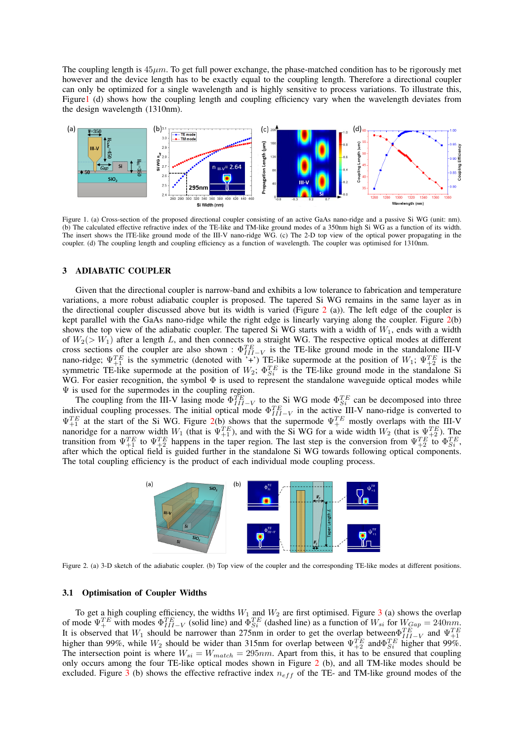The coupling length is $45\mu m$. To get full power exchange, the phase-matched condition has to be rigorously met however and the device length has to be exactly equal to the coupling length. Therefore a directional coupler can only be optimized for a single wavelength and is highly sensitive to process variations. To illustrate this, Figure1 (d) shows how the coupling length and coupling efficiency vary when the wavelength deviates from the design wavelength (1310nm).

Figure 1. (a) Cross-section of the proposed directional coupler consisting of an active GaAs nano-ridge and a passive Si WG (unit: nm). (b) The calculated effective refractive index of the TE-like and TM-like ground modes of a 350nm high Si WG as a function of its width. The insert shows the lTE-like ground mode of the III-V nano-ridge WG. (c) The 2-D top view of the optical power propagating in the coupler. (d) The coupling length and coupling efficiency as a function of wavelength. The coupler was optimised for 1310nm.

## 3 ADIABATIC COUPLER

Given that the directional coupler is narrow-band and exhibits a low tolerance to fabrication and temperature variations, a more robust adiabatic coupler is proposed. The tapered Si WG remains in the same layer as in the directional coupler discussed above but its width is varied (Figure 2 (a)). The left edge of the coupler is kept parallel with the GaAs nano-ridge while the right edge is linearly varying along the coupler. Figure 2(b) shows the top view of the adiabatic coupler. The tapered Si WG starts with a width of $W_1$, ends with a width of $W_2 (> W_1)$ after a length $L$, and then connects to a straight WG. The respective optical modes at different cross sections of the coupler are also shown : $\Phi^{TE}_{III-V}$ is the TE-like ground mode in the standalone III-V nano-ridge; $\Psi^{TE}_{+1}$ is the symmetric (denoted with '+') TE-like supermode at the position of $W_1$; $\Psi^{TE}_{+2}$ is the symmetric TE-like supermode at the position of $W_2$; $\Phi^{TE}_{Si}$ is the TE-like ground mode in the standalone Si WG. For easier recognition, the symbol $\Phi$ is used to represent the standalone waveguide optical modes while $\Psi$ is used for the supermodes in the coupling region.

The coupling from the III-V lasing mode $\Phi^{TE}_{III-V}$ to the Si WG mode $\Phi^{TE}_{Si}$ can be decomposed into three individual coupling processes. The initial optical mode $\Phi^{TE}_{III-V}$ in the active III-V nano-ridge is converted to $\Psi^{TE}_{+1}$ at the start of the Si WG. Figure 2(b) shows that the supermode $\Psi^{TE}_{+}$ mostly overlaps with the III-V nanoridge for a narrow width $W_1$ (that is $\Psi^{TE}_{+1}$), and with the Si WG for a wide width $W_2$ (that is $\Psi^{TE}_{+2}$). The transition from $\Psi^{TE}_{+1}$ to $\Psi^{TE}_{+2}$ happens in the taper region. The last step is the conversion from $\Psi^{TE}_{+2}$ to $\Phi^{TE}_{Si}$, after which the optical field is guided further in the standalone Si WG towards following optical components. The total coupling efficiency is the product of each individual mode coupling process.

Figure 2. (a) 3-D sketch of the adiabatic coupler. (b) Top view of the coupler and the corresponding TE-like modes at different positions.

### 3.1 Optimisation of Coupler Widths

To get a high coupling efficiency, the widths $W_1$ and $W_2$ are first optimised. Figure 3 (a) shows the overlap of mode $\Psi^{TE}_{+}$ with modes $\Phi^{TE}_{III-V}$ (solid line) and $\Phi^{TE}_{Si}$ (dashed line) as a function of $W_{si}$ for $W_{Gap} = 240nm$. It is observed that $W_1$ should be narrower than 275nm in order to get the overlap between$\Phi^{TE}_{III-V}$ and $\Psi^{TE}_{+1}$ higher than 99%, while $W_2$ should be wider than 315nm for overlap between $\Psi^{TE}_{+2}$ and$\Phi^{TE}_{Si}$ higher that 99%. The intersection point is where $W_{si} = W_{match} = 295nm$. Apart from this, it has to be ensured that coupling only occurs among the four TE-like optical modes shown in Figure 2 (b), and all TM-like modes should be excluded. Figure 3 (b) shows the effective refractive index $n_{eff}$ of the TE- and TM-like ground modes of the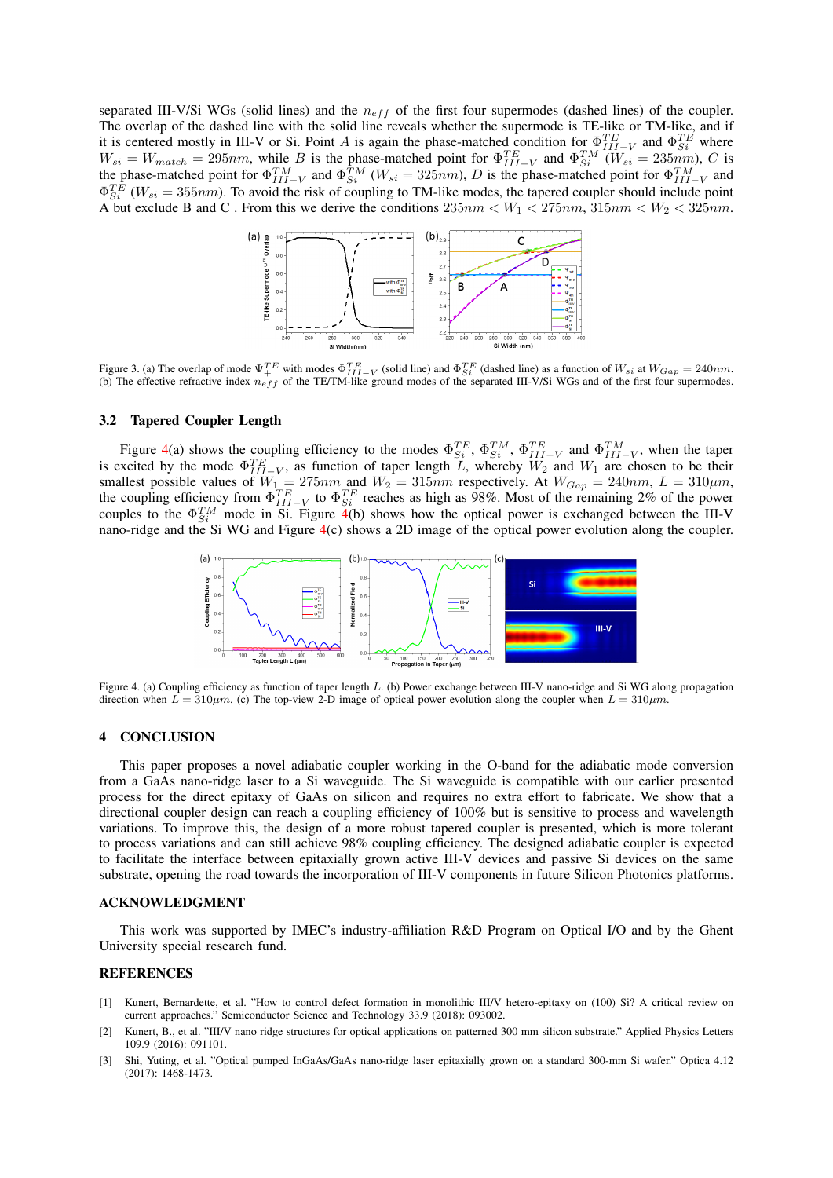separated III-V/Si WGs (solid lines) and the $n_{eff}$ of the first four supermodes (dashed lines) of the coupler. The overlap of the dashed line with the solid line reveals whether the supermode is TE-like or TM-like, and if it is centered mostly in III-V or Si. Point $A$ is again the phase-matched condition for $\Phi^{TE}_{III-V}$ and $\Phi^{TE}_{Si}$ where $W_{si} = W_{match} = 295nm$, while $B$ is the phase-matched point for $\Phi^{TE}_{III-V}$ and $\Phi^{TM}_{Si}$ ($W_{si} = 235nm$), $C$ is the phase-matched point for $\Phi^{TM}_{III-V}$ and $\Phi^{TM}_{Si}$ ($W_{si} = 325nm$), $D$ is the phase-matched point for $\Phi^{TM}_{III-V}$ and $\Phi^{TE}_{Si}$ ($W_{si} = 355nm$). To avoid the risk of coupling to TM-like modes, the tapered coupler should include point A but exclude B and C . From this we derive the conditions $235nm < W_1 < 275nm$, $315nm < W_2 < 325nm$.

(a)
TE-like Supermode $\Psi^{TE}$ Overlap
1.0
0.8
0.6
0.4
0.2
0.0
240 260 280 300 320 340
Si Width (nm)
with $\Phi^{TE}_{III-V}$
with $\Phi^{TE}_{Si}$

(b)
$n_{eff}$
2.9
2.8
2.7
2.6
2.5
2.4
2.3
2.2
220 240 260 280 300 320 340 360 380 400
Si Width (nm)
A B C D
$\Psi_{1st}$ $\Psi_{2nd}$ $\Psi_{3rd}$ $\Psi_{4th}$ $\Phi^{TM}_{III-V}$ $\Phi^{TE}_{III-V}$ $\Phi^{TM}_{Si}$ $\Phi^{TE}_{Si}$

Figure 3. (a) The overlap of mode $\Psi^{TE}_{+}$ with modes $\Phi^{TE}_{III-V}$ (solid line) and $\Phi^{TE}_{Si}$ (dashed line) as a function of $W_{si}$ at $W_{Gap} = 240nm$. (b) The effective refractive index $n_{eff}$ of the TE/TM-like ground modes of the separated III-V/Si WGs and of the first four supermodes.

### 3.2 Tapered Coupler Length

Figure 4(a) shows the coupling efficiency to the modes $\Phi^{TE}_{Si}$, $\Phi^{TM}_{Si}$, $\Phi^{TE}_{III-V}$ and $\Phi^{TM}_{III-V}$, when the taper is excited by the mode $\Phi^{TE}_{III-V}$, as function of taper length $L$, whereby $W_2$ and $W_1$ are chosen to be their smallest possible values of $W_1 = 275nm$ and $W_2 = 315nm$ respectively. At $W_{Gap} = 240nm$, $L = 310\mu m$, the coupling efficiency from $\Phi^{TE}_{III-V}$ to $\Phi^{TE}_{Si}$ reaches as high as 98%. Most of the remaining 2% of the power couples to the $\Phi^{TM}_{Si}$ mode in Si. Figure 4(b) shows how the optical power is exchanged between the III-V nano-ridge and the Si WG and Figure 4(c) shows a 2D image of the optical power evolution along the coupler.

(a)
Coupling Efficiency
1.0
0.8
0.6
0.4
0.2
0.0
0 100 200 300 400 500 600
Tapler Length L (μm)
$\Phi^{TE}_{III-V}$ $\Phi^{TE}_{Si}$ $\Phi^{TM}_{III-V}$ $\Phi^{TM}_{Si}$

(b)
Normalized Field
1.0
0.8
0.6
0.4
0.2
0.0
0 50 100 150 200 250 300 350
Propagation in Taper (μm)
III-V
Si

(c)
Si
III-V

Figure 4. (a) Coupling efficiency as function of taper length $L$. (b) Power exchange between III-V nano-ridge and Si WG along propagation direction when $L = 310\mu m$. (c) The top-view 2-D image of optical power evolution along the coupler when $L = 310\mu m$.

## 4 CONCLUSION

This paper proposes a novel adiabatic coupler working in the O-band for the adiabatic mode conversion from a GaAs nano-ridge laser to a Si waveguide. The Si waveguide is compatible with our earlier presented process for the direct epitaxy of GaAs on silicon and requires no extra effort to fabricate. We show that a directional coupler design can reach a coupling efficiency of 100% but is sensitive to process and wavelength variations. To improve this, the design of a more robust tapered coupler is presented, which is more tolerant to process variations and can still achieve 98% coupling efficiency. The designed adiabatic coupler is expected to facilitate the interface between epitaxially grown active III-V devices and passive Si devices on the same substrate, opening the road towards the incorporation of III-V components in future Silicon Photonics platforms.

## ACKNOWLEDGMENT

This work was supported by IMEC's industry-affiliation R&D Program on Optical I/O and by the Ghent University special research fund.

## REFERENCES

[1] Kunert, Bernardette, et al. "How to control defect formation in monolithic III/V hetero-epitaxy on (100) Si? A critical review on current approaches." Semiconductor Science and Technology 33.9 (2018): 093002.

[2] Kunert, B., et al. "III/V nano ridge structures for optical applications on patterned 300 mm silicon substrate." Applied Physics Letters 109.9 (2016): 091101.

[3] Shi, Yuting, et al. "Optical pumped InGaAs/GaAs nano-ridge laser epitaxially grown on a standard 300-mm Si wafer." Optica 4.12 (2017): 1468-1473.